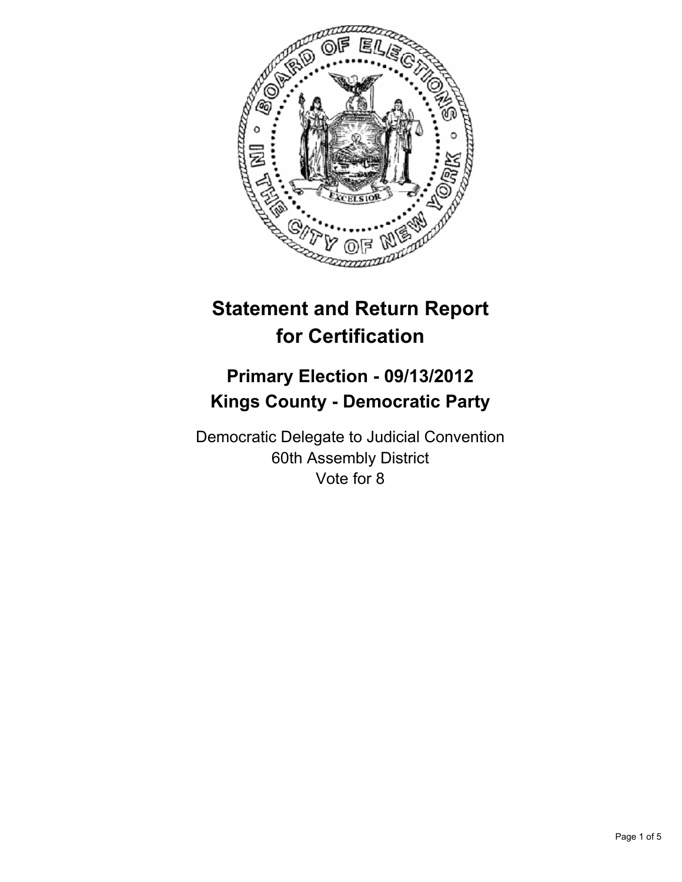# Statement and Return Report for Certification

## Primary Election - 09/13/2012
## Kings County - Democratic Party

Democratic Delegate to Judicial Convention
60th Assembly District
Vote for 8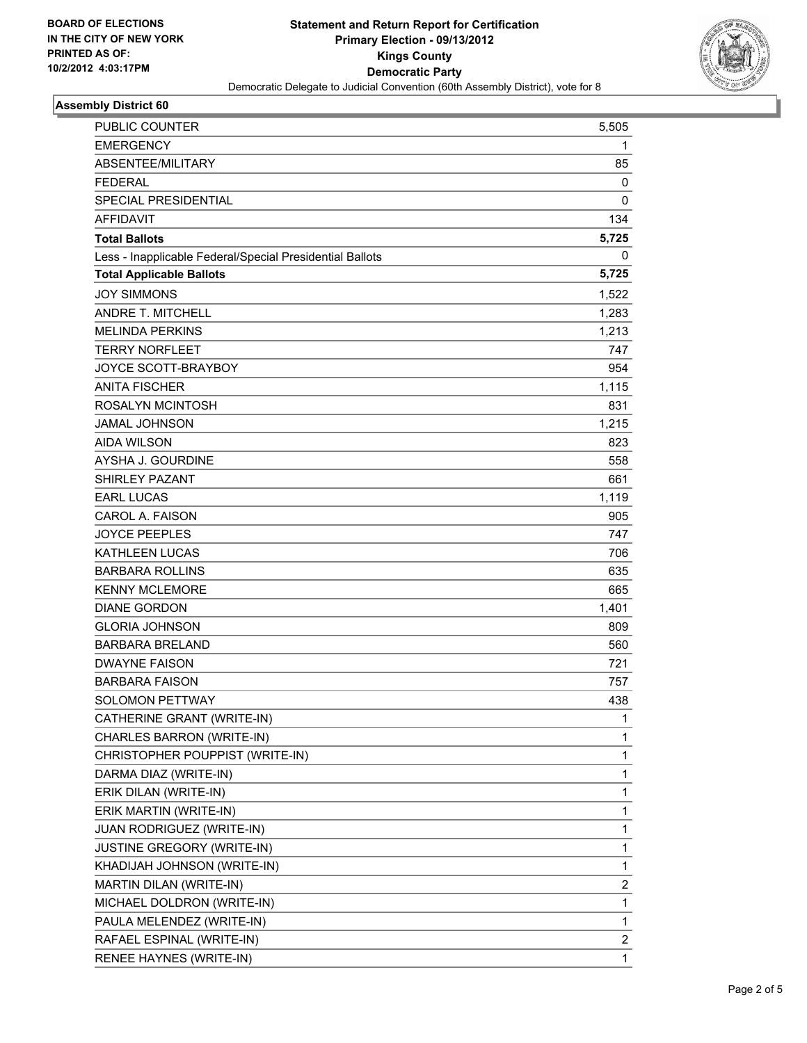BOARD OF ELECTIONS
IN THE CITY OF NEW YORK
PRINTED AS OF:
10/2/2012 4:03:17PM

# Statement and Return Report for Certification
## Primary Election - 09/13/2012
## Kings County
## Democratic Party
Democratic Delegate to Judicial Convention (60th Assembly District), vote for 8

### Assembly District 60

| | |
|---|---|
| PUBLIC COUNTER | 5,505 |
| EMERGENCY | 1 |
| ABSENTEE/MILITARY | 85 |
| FEDERAL | 0 |
| SPECIAL PRESIDENTIAL | 0 |
| AFFIDAVIT | 134 |
| **Total Ballots** | **5,725** |
| Less - Inapplicable Federal/Special Presidential Ballots | 0 |
| **Total Applicable Ballots** | **5,725** |
| JOY SIMMONS | 1,522 |
| ANDRE T. MITCHELL | 1,283 |
| MELINDA PERKINS | 1,213 |
| TERRY NORFLEET | 747 |
| JOYCE SCOTT-BRAYBOY | 954 |
| ANITA FISCHER | 1,115 |
| ROSALYN MCINTOSH | 831 |
| JAMAL JOHNSON | 1,215 |
| AIDA WILSON | 823 |
| AYSHA J. GOURDINE | 558 |
| SHIRLEY PAZANT | 661 |
| EARL LUCAS | 1,119 |
| CAROL A. FAISON | 905 |
| JOYCE PEEPLES | 747 |
| KATHLEEN LUCAS | 706 |
| BARBARA ROLLINS | 635 |
| KENNY MCLEMORE | 665 |
| DIANE GORDON | 1,401 |
| GLORIA JOHNSON | 809 |
| BARBARA BRELAND | 560 |
| DWAYNE FAISON | 721 |
| BARBARA FAISON | 757 |
| SOLOMON PETTWAY | 438 |
| CATHERINE GRANT (WRITE-IN) | 1 |
| CHARLES BARRON (WRITE-IN) | 1 |
| CHRISTOPHER POUPPIST (WRITE-IN) | 1 |
| DARMA DIAZ (WRITE-IN) | 1 |
| ERIK DILAN (WRITE-IN) | 1 |
| ERIK MARTIN (WRITE-IN) | 1 |
| JUAN RODRIGUEZ (WRITE-IN) | 1 |
| JUSTINE GREGORY (WRITE-IN) | 1 |
| KHADIJAH JOHNSON (WRITE-IN) | 1 |
| MARTIN DILAN (WRITE-IN) | 2 |
| MICHAEL DOLDRON (WRITE-IN) | 1 |
| PAULA MELENDEZ (WRITE-IN) | 1 |
| RAFAEL ESPINAL (WRITE-IN) | 2 |
| RENEE HAYNES (WRITE-IN) | 1 |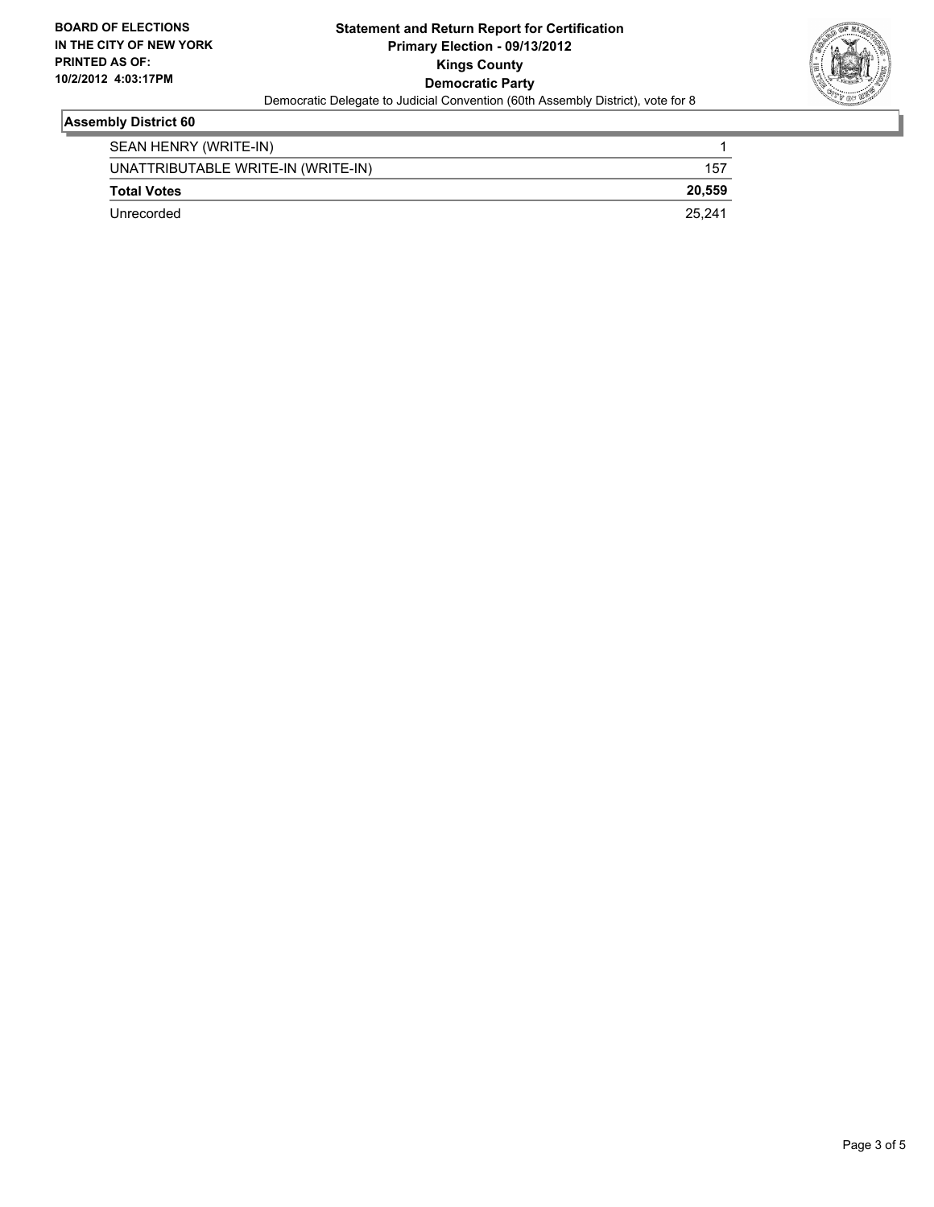**BOARD OF ELECTIONS**
**IN THE CITY OF NEW YORK**
**PRINTED AS OF:**
**10/2/2012 4:03:17PM**

**Statement and Return Report for Certification**
**Primary Election - 09/13/2012**
**Kings County**
**Democratic Party**
Democratic Delegate to Judicial Convention (60th Assembly District), vote for 8

## Assembly District 60

| | |
|---|---|
| SEAN HENRY (WRITE-IN) | 1 |
| UNATTRIBUTABLE WRITE-IN (WRITE-IN) | 157 |
| **Total Votes** | **20,559** |
| Unrecorded | 25,241 |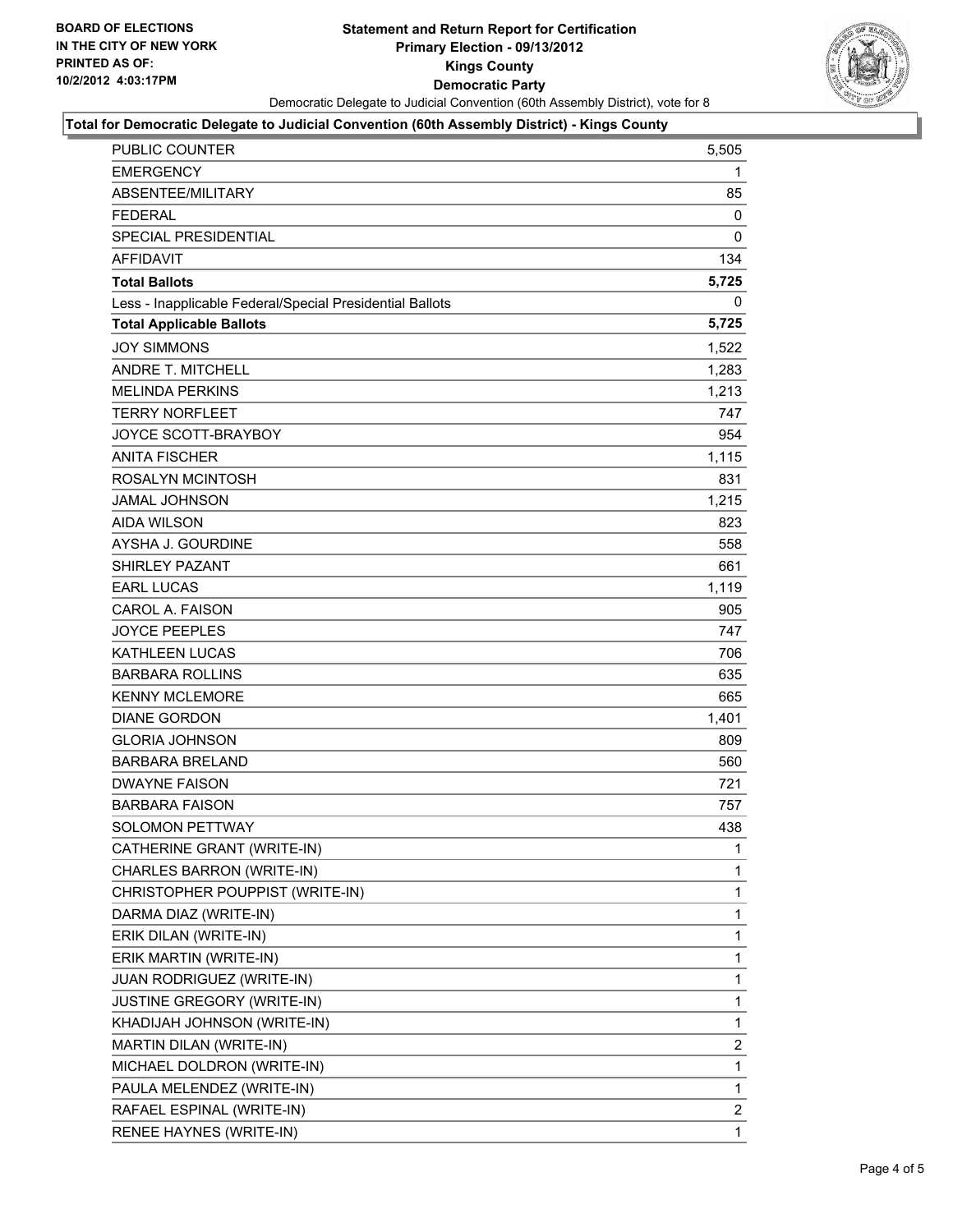**BOARD OF ELECTIONS IN THE CITY OF NEW YORK PRINTED AS OF: 10/2/2012 4:03:17PM**

# Statement and Return Report for Certification
## Primary Election - 09/13/2012
## Kings County
## Democratic Party

Democratic Delegate to Judicial Convention (60th Assembly District), vote for 8

### Total for Democratic Delegate to Judicial Convention (60th Assembly District) - Kings County

| | |
|---|---|
| PUBLIC COUNTER | 5,505 |
| EMERGENCY | 1 |
| ABSENTEE/MILITARY | 85 |
| FEDERAL | 0 |
| SPECIAL PRESIDENTIAL | 0 |
| AFFIDAVIT | 134 |
| **Total Ballots** | **5,725** |
| Less - Inapplicable Federal/Special Presidential Ballots | 0 |
| **Total Applicable Ballots** | **5,725** |
| JOY SIMMONS | 1,522 |
| ANDRE T. MITCHELL | 1,283 |
| MELINDA PERKINS | 1,213 |
| TERRY NORFLEET | 747 |
| JOYCE SCOTT-BRAYBOY | 954 |
| ANITA FISCHER | 1,115 |
| ROSALYN MCINTOSH | 831 |
| JAMAL JOHNSON | 1,215 |
| AIDA WILSON | 823 |
| AYSHA J. GOURDINE | 558 |
| SHIRLEY PAZANT | 661 |
| EARL LUCAS | 1,119 |
| CAROL A. FAISON | 905 |
| JOYCE PEEPLES | 747 |
| KATHLEEN LUCAS | 706 |
| BARBARA ROLLINS | 635 |
| KENNY MCLEMORE | 665 |
| DIANE GORDON | 1,401 |
| GLORIA JOHNSON | 809 |
| BARBARA BRELAND | 560 |
| DWAYNE FAISON | 721 |
| BARBARA FAISON | 757 |
| SOLOMON PETTWAY | 438 |
| CATHERINE GRANT (WRITE-IN) | 1 |
| CHARLES BARRON (WRITE-IN) | 1 |
| CHRISTOPHER POUPPIST (WRITE-IN) | 1 |
| DARMA DIAZ (WRITE-IN) | 1 |
| ERIK DILAN (WRITE-IN) | 1 |
| ERIK MARTIN (WRITE-IN) | 1 |
| JUAN RODRIGUEZ (WRITE-IN) | 1 |
| JUSTINE GREGORY (WRITE-IN) | 1 |
| KHADIJAH JOHNSON (WRITE-IN) | 1 |
| MARTIN DILAN (WRITE-IN) | 2 |
| MICHAEL DOLDRON (WRITE-IN) | 1 |
| PAULA MELENDEZ (WRITE-IN) | 1 |
| RAFAEL ESPINAL (WRITE-IN) | 2 |
| RENEE HAYNES (WRITE-IN) | 1 |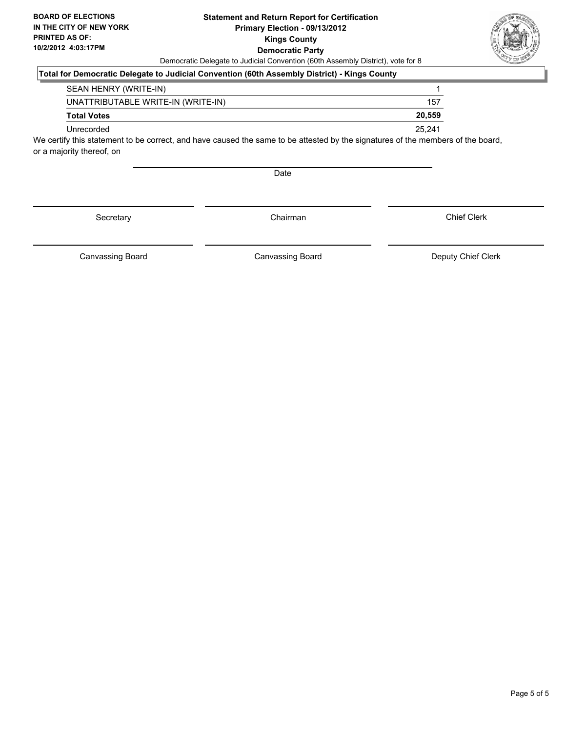**BOARD OF ELECTIONS IN THE CITY OF NEW YORK PRINTED AS OF: 10/2/2012 4:03:17PM**

**Statement and Return Report for Certification**
**Primary Election - 09/13/2012**
**Kings County**
**Democratic Party**

Democratic Delegate to Judicial Convention (60th Assembly District), vote for 8

**Total for Democratic Delegate to Judicial Convention (60th Assembly District) - Kings County**

| | |
|---|---|
| SEAN HENRY (WRITE-IN) | 1 |
| UNATTRIBUTABLE WRITE-IN (WRITE-IN) | 157 |
| **Total Votes** | **20,559** |
| Unrecorded | 25,241 |

We certify this statement to be correct, and have caused the same to be attested by the signatures of the members of the board, or a majority thereof, on

Date

Secretary | Chairman | Chief Clerk

Canvassing Board | Canvassing Board | Deputy Chief Clerk